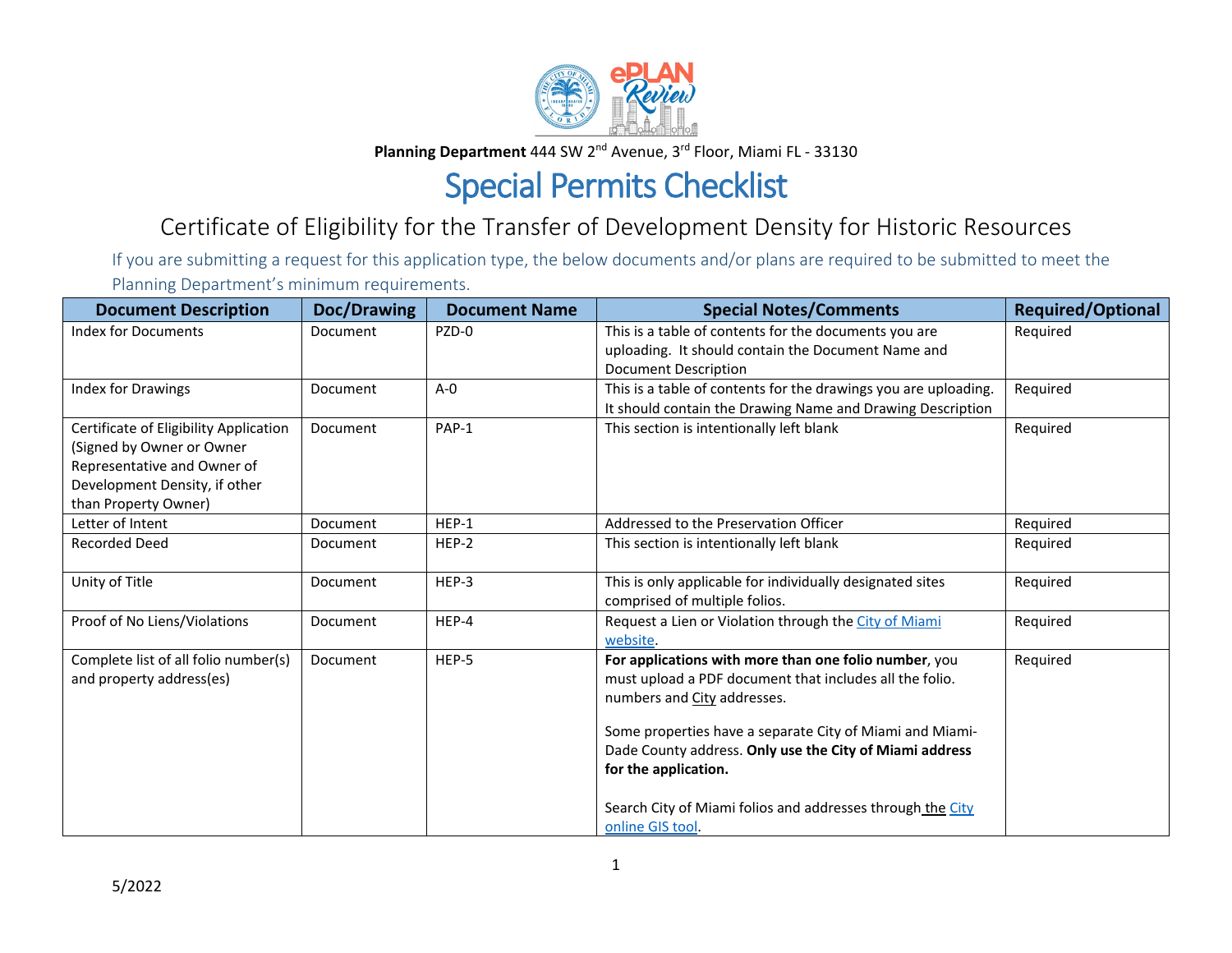**Planning Department** 444 SW 2nd Avenue, 3rd Floor, Miami FL - 33130

# Special Permits Checklist

## Certificate of Eligibility for the Transfer of Development Density for Historic Resources

If you are submitting a request for this application type, the below documents and/or plans are required to be submitted to meet the Planning Department's minimum requirements.

| Document Description | Doc/Drawing | Document Name | Special Notes/Comments | Required/Optional |
|---|---|---|---|---|
| Index for Documents | Document | PZD-0 | This is a table of contents for the documents you are uploading. It should contain the Document Name and Document Description | Required |
| Index for Drawings | Document | A-0 | This is a table of contents for the drawings you are uploading. It should contain the Drawing Name and Drawing Description | Required |
| Certificate of Eligibility Application (Signed by Owner or Owner Representative and Owner of Development Density, if other than Property Owner) | Document | PAP-1 | This section is intentionally left blank | Required |
| Letter of Intent | Document | HEP-1 | Addressed to the Preservation Officer | Required |
| Recorded Deed | Document | HEP-2 | This section is intentionally left blank | Required |
| Unity of Title | Document | HEP-3 | This is only applicable for individually designated sites comprised of multiple folios. | Required |
| Proof of No Liens/Violations | Document | HEP-4 | Request a Lien or Violation through the City of Miami website. | Required |
| Complete list of all folio number(s) and property address(es) | Document | HEP-5 | **For applications with more than one folio number**, you must upload a PDF document that includes all the folio. numbers and City addresses.<br><br>Some properties have a separate City of Miami and Miami-Dade County address. **Only use the City of Miami address for the application.**<br><br>Search City of Miami folios and addresses through the City online GIS tool. | Required |

5/2022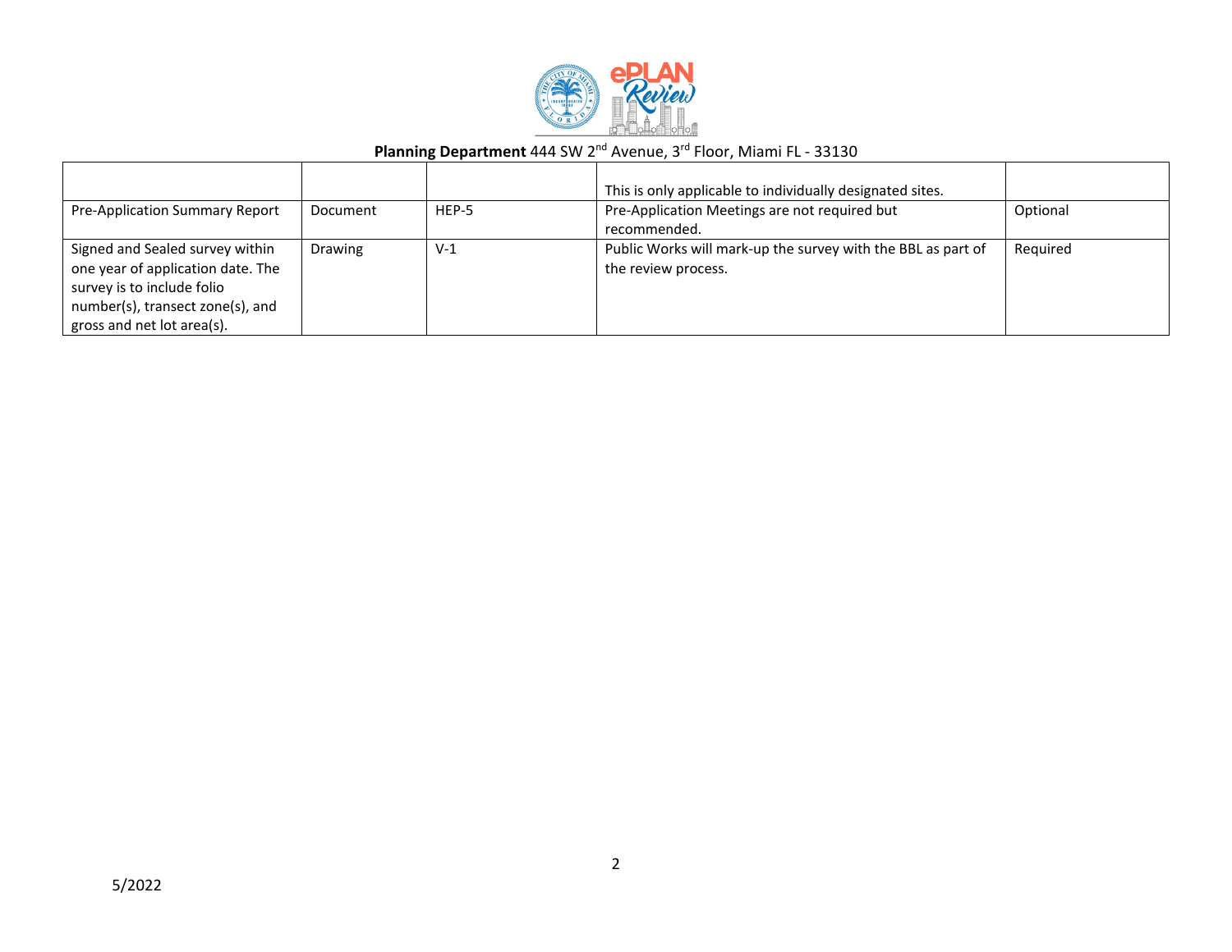**Planning Department** 444 SW 2nd Avenue, 3rd Floor, Miami FL - 33130

| | | | | |
|---|---|---|---|---|
| | | | This is only applicable to individually designated sites. | |
| Pre-Application Summary Report | Document | HEP-5 | Pre-Application Meetings are not required but recommended. | Optional |
| Signed and Sealed survey within one year of application date. The survey is to include folio number(s), transect zone(s), and gross and net lot area(s). | Drawing | V-1 | Public Works will mark-up the survey with the BBL as part of the review process. | Required |

5/2022